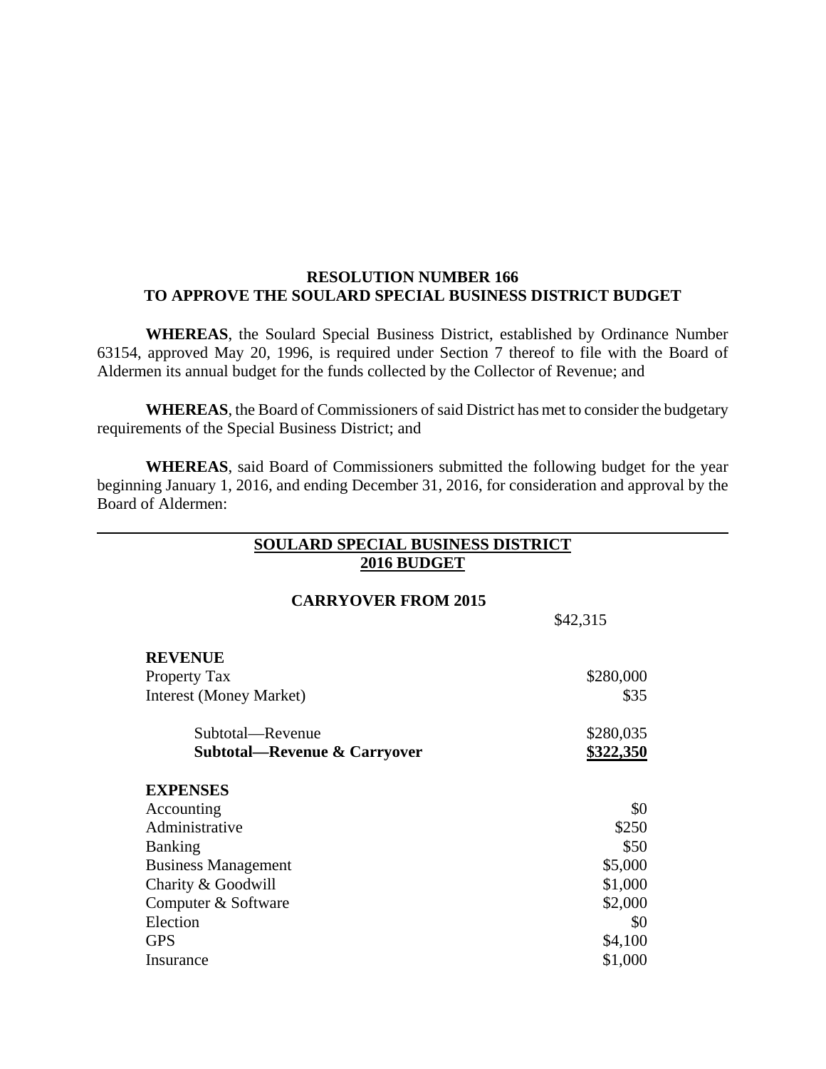**RESOLUTION NUMBER 166**
**TO APPROVE THE SOULARD SPECIAL BUSINESS DISTRICT BUDGET**

**WHEREAS**, the Soulard Special Business District, established by Ordinance Number 63154, approved May 20, 1996, is required under Section 7 thereof to file with the Board of Aldermen its annual budget for the funds collected by the Collector of Revenue; and

**WHEREAS**, the Board of Commissioners of said District has met to consider the budgetary requirements of the Special Business District; and

**WHEREAS**, said Board of Commissioners submitted the following budget for the year beginning January 1, 2016, and ending December 31, 2016, for consideration and approval by the Board of Aldermen:

---

**SOULARD SPECIAL BUSINESS DISTRICT**
**2016 BUDGET**

**CARRYOVER FROM 2015**

| | |
|---|---|
| | $42,315 |
| **REVENUE** | |
| Property Tax | $280,000 |
| Interest (Money Market) | $35 |
| Subtotal—Revenue | $280,035 |
| **Subtotal—Revenue & Carryover** | **$322,350** |
| **EXPENSES** | |
| Accounting | $0 |
| Administrative | $250 |
| Banking | $50 |
| Business Management | $5,000 |
| Charity & Goodwill | $1,000 |
| Computer & Software | $2,000 |
| Election | $0 |
| GPS | $4,100 |
| Insurance | $1,000 |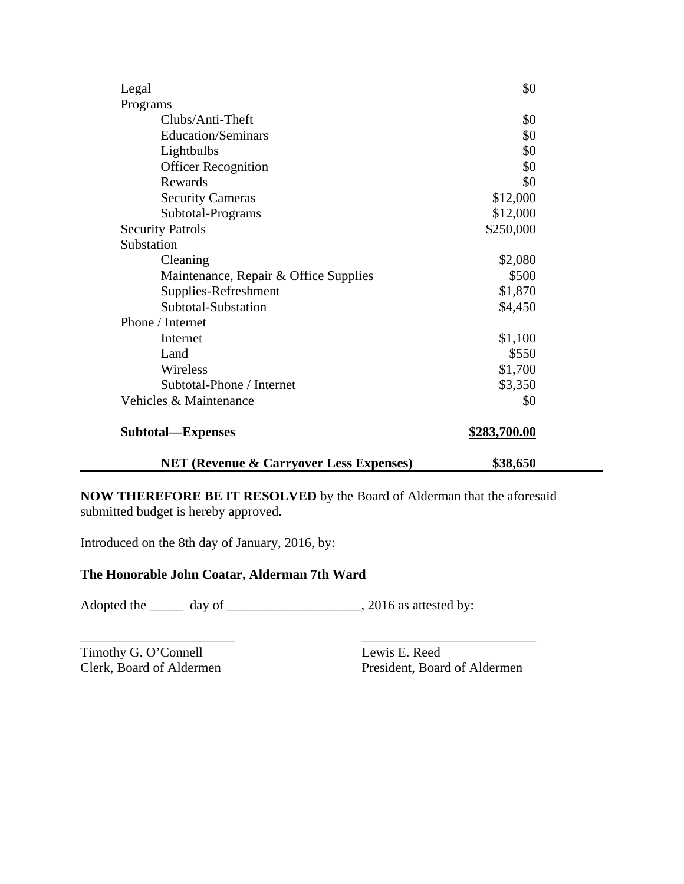| | |
|---|---|
| Legal | $0 |
| Programs | |
| Clubs/Anti-Theft | $0 |
| Education/Seminars | $0 |
| Lightbulbs | $0 |
| Officer Recognition | $0 |
| Rewards | $0 |
| Security Cameras | $12,000 |
| Subtotal-Programs | $12,000 |
| Security Patrols | $250,000 |
| Substation | |
| Cleaning | $2,080 |
| Maintenance, Repair & Office Supplies | $500 |
| Supplies-Refreshment | $1,870 |
| Subtotal-Substation | $4,450 |
| Phone / Internet | |
| Internet | $1,100 |
| Land | $550 |
| Wireless | $1,700 |
| Subtotal-Phone / Internet | $3,350 |
| Vehicles & Maintenance | $0 |
| **Subtotal—Expenses** | **$283,700.00** |
| **NET (Revenue & Carryover Less Expenses)** | **$38,650** |

**NOW THEREFORE BE IT RESOLVED** by the Board of Alderman that the aforesaid submitted budget is hereby approved.

Introduced on the 8th day of January, 2016, by:

**The Honorable John Coatar, Alderman 7th Ward**

Adopted the _____ day of ____________________, 2016 as attested by:

_______________________ __________________________

Timothy G. O'Connell
Clerk, Board of Aldermen

Lewis E. Reed
President, Board of Aldermen